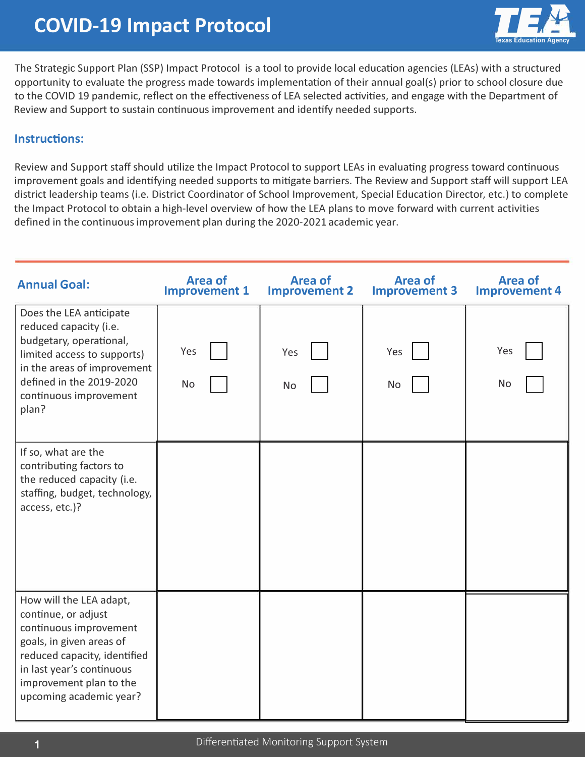# COVID-19 Impact Protocol

The Strategic Support Plan (SSP) Impact Protocol is a tool to provide local education agencies (LEAs) with a structured opportunity to evaluate the progress made towards implementation of their annual goal(s) prior to school closure due to the COVID 19 pandemic, reflect on the effectiveness of LEA selected activities, and engage with the Department of Review and Support to sustain continuous improvement and identify needed supports.

## Instructions:

Review and Support staff should utilize the Impact Protocol to support LEAs in evaluating progress toward continuous improvement goals and identifying needed supports to mitigate barriers. The Review and Support staff will support LEA district leadership teams (i.e. District Coordinator of School Improvement, Special Education Director, etc.) to complete the Impact Protocol to obtain a high-level overview of how the LEA plans to move forward with current activities defined in the continuous improvement plan during the 2020-2021 academic year.

| Annual Goal: | Area of Improvement 1 | Area of Improvement 2 | Area of Improvement 3 | Area of Improvement 4 |
|---|---|---|---|---|
| Does the LEA anticipate reduced capacity (i.e. budgetary, operational, limited access to supports) in the areas of improvement defined in the 2019-2020 continuous improvement plan? | Yes ☐ No ☐ | Yes ☐ No ☐ | Yes ☐ No ☐ | Yes ☐ No ☐ |
| If so, what are the contributing factors to the reduced capacity (i.e. staffing, budget, technology, access, etc.)? | | | | |
| How will the LEA adapt, continue, or adjust continuous improvement goals, in given areas of reduced capacity, identified in last year's continuous improvement plan to the upcoming academic year? | | | | |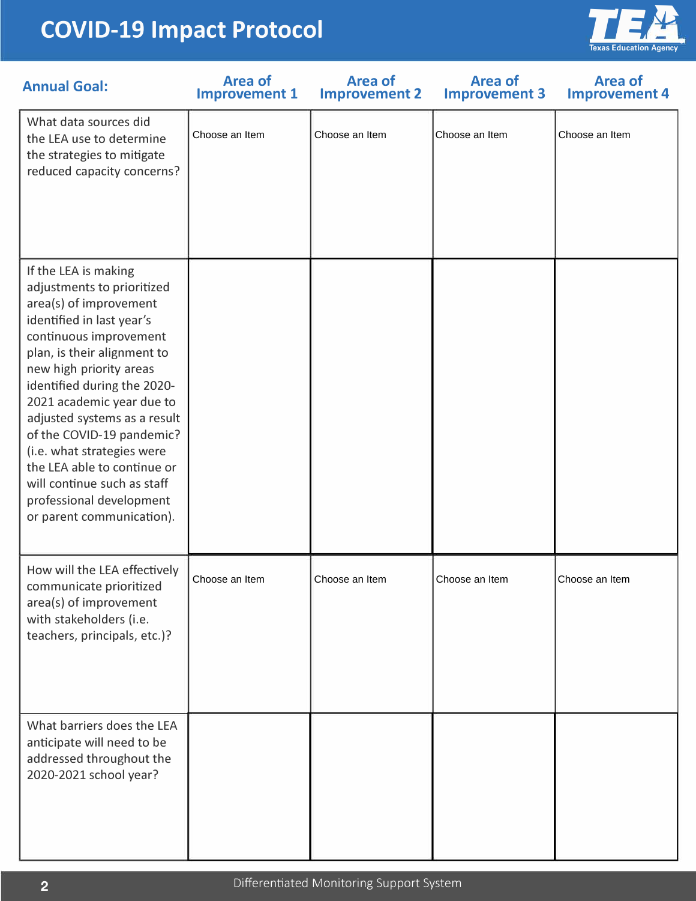# COVID-19 Impact Protocol

| Annual Goal: | Area of Improvement 1 | Area of Improvement 2 | Area of Improvement 3 | Area of Improvement 4 |
|---|---|---|---|---|
| What data sources did the LEA use to determine the strategies to mitigate reduced capacity concerns? | Choose an Item | Choose an Item | Choose an Item | Choose an Item |
| If the LEA is making adjustments to prioritized area(s) of improvement identified in last year's continuous improvement plan, is their alignment to new high priority areas identified during the 2020-2021 academic year due to adjusted systems as a result of the COVID-19 pandemic? (i.e. what strategies were the LEA able to continue or will continue such as staff professional development or parent communication). | | | | |
| How will the LEA effectively communicate prioritized area(s) of improvement with stakeholders (i.e. teachers, principals, etc.)? | Choose an Item | Choose an Item | Choose an Item | Choose an Item |
| What barriers does the LEA anticipate will need to be addressed throughout the 2020-2021 school year? | | | | |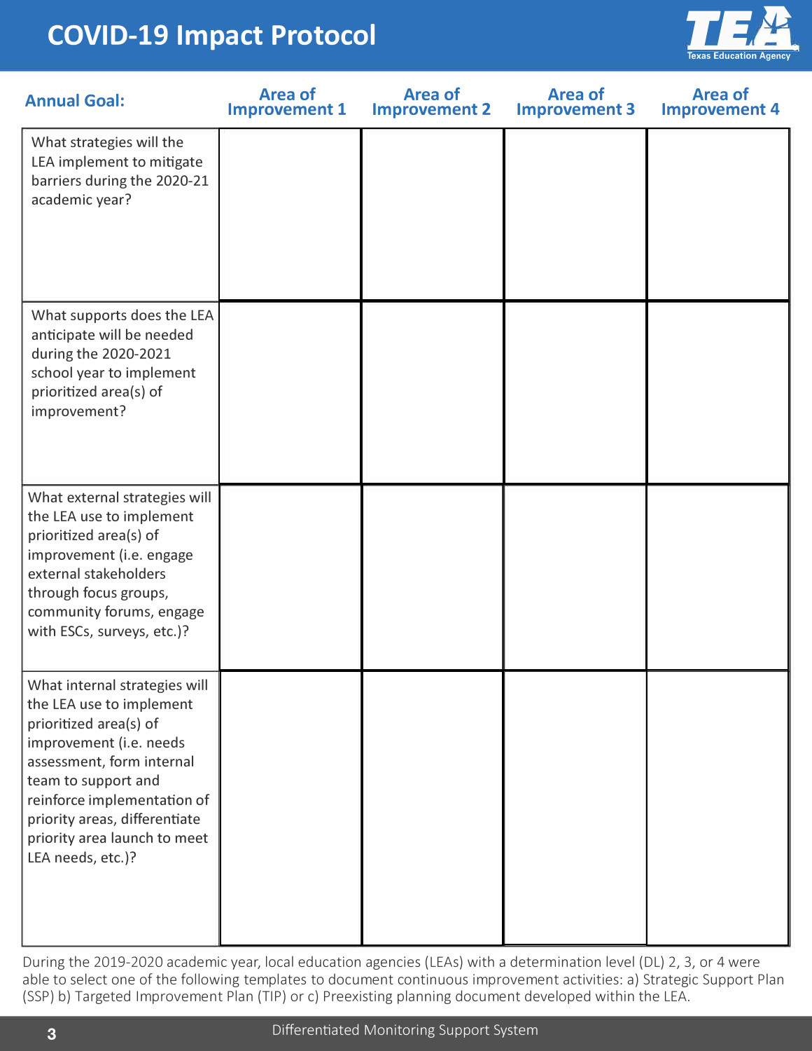# COVID-19 Impact Protocol

| Annual Goal: | Area of Improvement 1 | Area of Improvement 2 | Area of Improvement 3 | Area of Improvement 4 |
|---|---|---|---|---|
| What strategies will the LEA implement to mitigate barriers during the 2020-21 academic year? | | | | |
| What supports does the LEA anticipate will be needed during the 2020-2021 school year to implement prioritized area(s) of improvement? | | | | |
| What external strategies will the LEA use to implement prioritized area(s) of improvement (i.e. engage external stakeholders through focus groups, community forums, engage with ESCs, surveys, etc.)? | | | | |
| What internal strategies will the LEA use to implement prioritized area(s) of improvement (i.e. needs assessment, form internal team to support and reinforce implementation of priority areas, differentiate priority area launch to meet LEA needs, etc.)? | | | | |

During the 2019-2020 academic year, local education agencies (LEAs) with a determination level (DL) 2, 3, or 4 were able to select one of the following templates to document continuous improvement activities: a) Strategic Support Plan (SSP) b) Targeted Improvement Plan (TIP) or c) Preexisting planning document developed within the LEA.